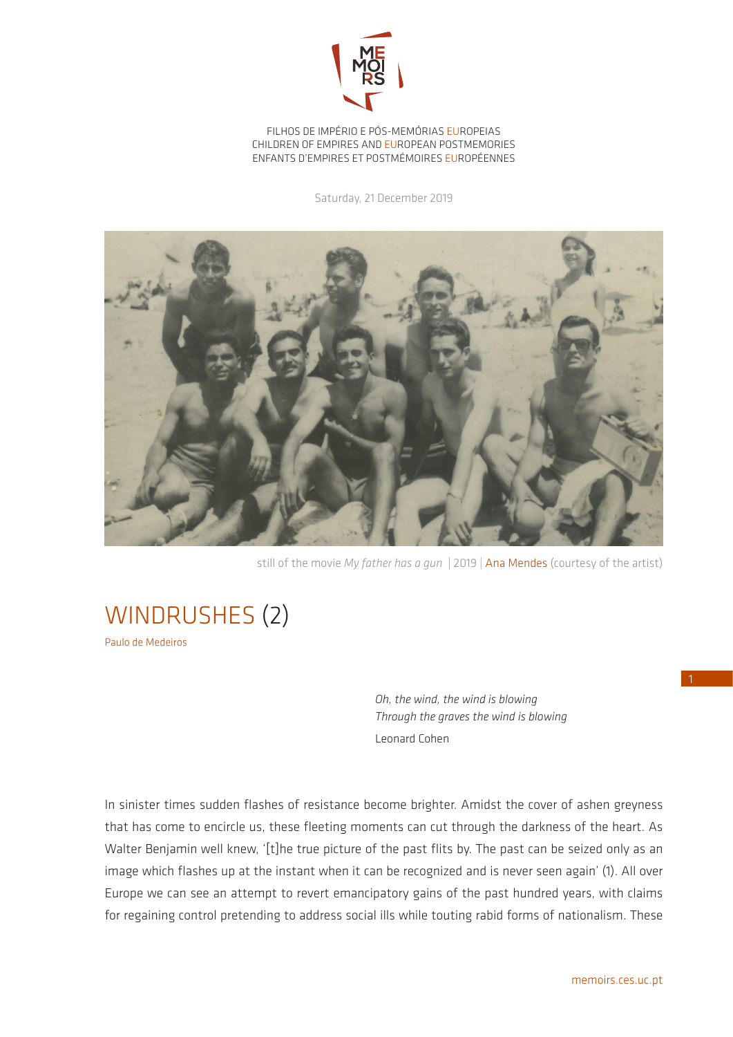FILHOS DE IMPÉRIO E PÓS-MEMÓRIAS EUROPEIAS
CHILDREN OF EMPIRES AND EUROPEAN POSTMEMORIES
ENFANTS D'EMPIRES ET POSTMÉMOIRES EUROPÉENNES

Saturday, 21 December 2019

still of the movie *My father has a gun* | 2019 | Ana Mendes (courtesy of the artist)

# WINDRUSHES (2)

Paulo de Medeiros

> *Oh, the wind, the wind is blowing*
> *Through the graves the wind is blowing*
> Leonard Cohen

In sinister times sudden flashes of resistance become brighter. Amidst the cover of ashen greyness that has come to encircle us, these fleeting moments can cut through the darkness of the heart. As Walter Benjamin well knew, '[t]he true picture of the past flits by. The past can be seized only as an image which flashes up at the instant when it can be recognized and is never seen again' (1). All over Europe we can see an attempt to revert emancipatory gains of the past hundred years, with claims for regaining control pretending to address social ills while touting rabid forms of nationalism. These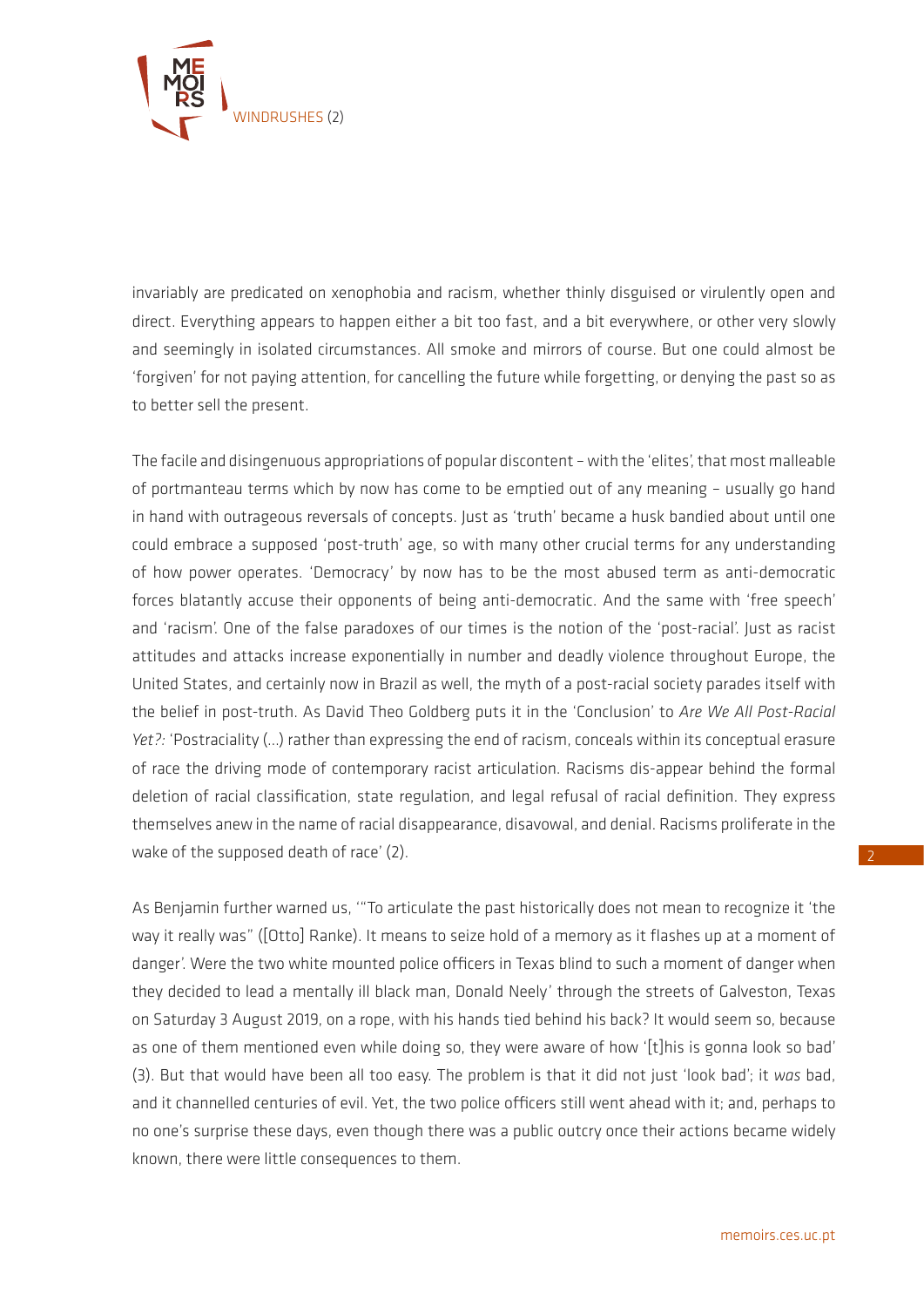invariably are predicated on xenophobia and racism, whether thinly disguised or virulently open and direct. Everything appears to happen either a bit too fast, and a bit everywhere, or other very slowly and seemingly in isolated circumstances. All smoke and mirrors of course. But one could almost be 'forgiven' for not paying attention, for cancelling the future while forgetting, or denying the past so as to better sell the present.

The facile and disingenuous appropriations of popular discontent – with the 'elites', that most malleable of portmanteau terms which by now has come to be emptied out of any meaning – usually go hand in hand with outrageous reversals of concepts. Just as 'truth' became a husk bandied about until one could embrace a supposed 'post-truth' age, so with many other crucial terms for any understanding of how power operates. 'Democracy' by now has to be the most abused term as anti-democratic forces blatantly accuse their opponents of being anti-democratic. And the same with 'free speech' and 'racism'. One of the false paradoxes of our times is the notion of the 'post-racial'. Just as racist attitudes and attacks increase exponentially in number and deadly violence throughout Europe, the United States, and certainly now in Brazil as well, the myth of a post-racial society parades itself with the belief in post-truth. As David Theo Goldberg puts it in the 'Conclusion' to *Are We All Post-Racial Yet?*: 'Postraciality (…) rather than expressing the end of racism, conceals within its conceptual erasure of race the driving mode of contemporary racist articulation. Racisms dis-appear behind the formal deletion of racial classification, state regulation, and legal refusal of racial definition. They express themselves anew in the name of racial disappearance, disavowal, and denial. Racisms proliferate in the wake of the supposed death of race' (2).

As Benjamin further warned us, '"To articulate the past historically does not mean to recognize it 'the way it really was" ([Otto] Ranke). It means to seize hold of a memory as it flashes up at a moment of danger'. Were the two white mounted police officers in Texas blind to such a moment of danger when they decided to lead a mentally ill black man, Donald Neely' through the streets of Galveston, Texas on Saturday 3 August 2019, on a rope, with his hands tied behind his back? It would seem so, because as one of them mentioned even while doing so, they were aware of how '[t]his is gonna look so bad' (3). But that would have been all too easy. The problem is that it did not just 'look bad'; it *was* bad, and it channelled centuries of evil. Yet, the two police officers still went ahead with it; and, perhaps to no one's surprise these days, even though there was a public outcry once their actions became widely known, there were little consequences to them.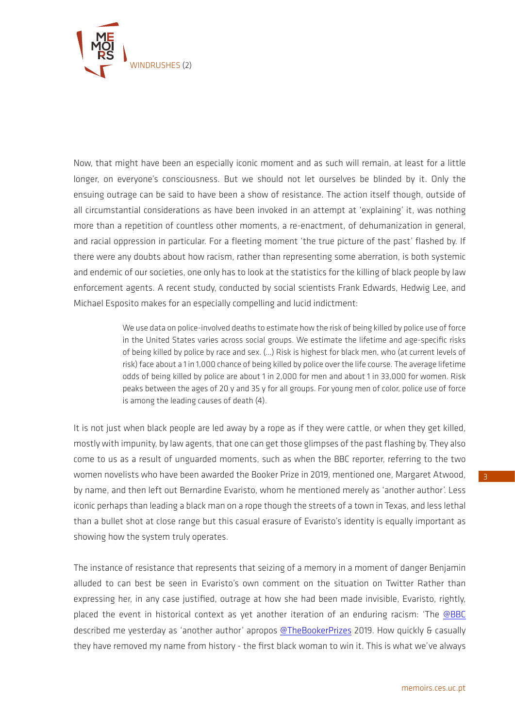Now, that might have been an especially iconic moment and as such will remain, at least for a little longer, on everyone's consciousness. But we should not let ourselves be blinded by it. Only the ensuing outrage can be said to have been a show of resistance. The action itself though, outside of all circumstantial considerations as have been invoked in an attempt at 'explaining' it, was nothing more than a repetition of countless other moments, a re-enactment, of dehumanization in general, and racial oppression in particular. For a fleeting moment 'the true picture of the past' flashed by. If there were any doubts about how racism, rather than representing some aberration, is both systemic and endemic of our societies, one only has to look at the statistics for the killing of black people by law enforcement agents. A recent study, conducted by social scientists Frank Edwards, Hedwig Lee, and Michael Esposito makes for an especially compelling and lucid indictment:

> We use data on police-involved deaths to estimate how the risk of being killed by police use of force in the United States varies across social groups. We estimate the lifetime and age-specific risks of being killed by police by race and sex. (...) Risk is highest for black men, who (at current levels of risk) face about a 1 in 1,000 chance of being killed by police over the life course. The average lifetime odds of being killed by police are about 1 in 2,000 for men and about 1 in 33,000 for women. Risk peaks between the ages of 20 y and 35 y for all groups. For young men of color, police use of force is among the leading causes of death (4).

It is not just when black people are led away by a rope as if they were cattle, or when they get killed, mostly with impunity, by law agents, that one can get those glimpses of the past flashing by. They also come to us as a result of unguarded moments, such as when the BBC reporter, referring to the two women novelists who have been awarded the Booker Prize in 2019, mentioned one, Margaret Atwood, by name, and then left out Bernardine Evaristo, whom he mentioned merely as 'another author'. Less iconic perhaps than leading a black man on a rope though the streets of a town in Texas, and less lethal than a bullet shot at close range but this casual erasure of Evaristo's identity is equally important as showing how the system truly operates.

The instance of resistance that represents that seizing of a memory in a moment of danger Benjamin alluded to can best be seen in Evaristo's own comment on the situation on Twitter Rather than expressing her, in any case justified, outrage at how she had been made invisible, Evaristo, rightly, placed the event in historical context as yet another iteration of an enduring racism: 'The @BBC described me yesterday as 'another author' apropos @TheBookerPrizes 2019. How quickly & casually they have removed my name from history - the first black woman to win it. This is what we've always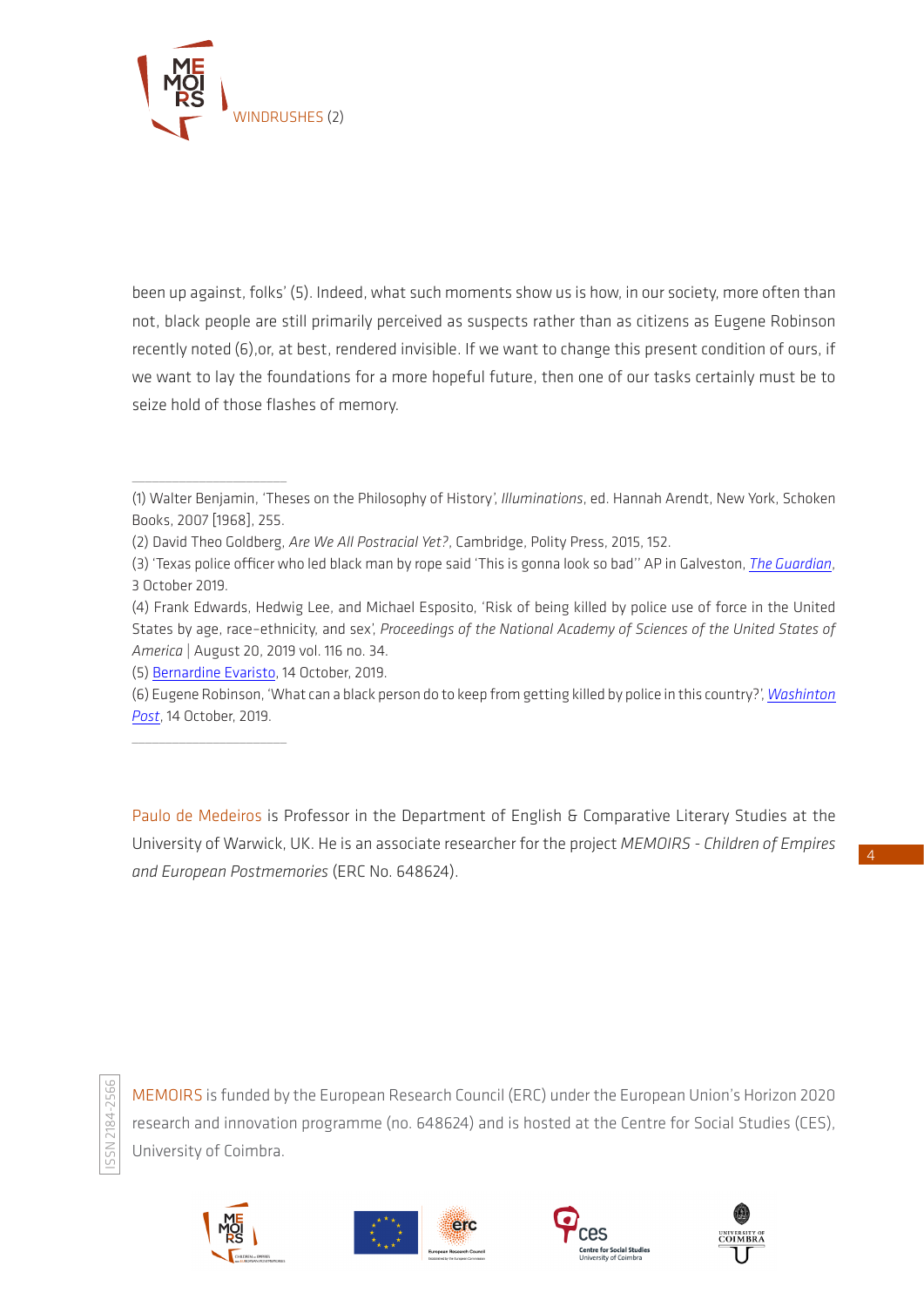been up against, folks' (5). Indeed, what such moments show us is how, in our society, more often than not, black people are still primarily perceived as suspects rather than as citizens as Eugene Robinson recently noted (6),or, at best, rendered invisible. If we want to change this present condition of ours, if we want to lay the foundations for a more hopeful future, then one of our tasks certainly must be to seize hold of those flashes of memory.

---

(1) Walter Benjamin, 'Theses on the Philosophy of History', *Illuminations*, ed. Hannah Arendt, New York, Schoken Books, 2007 [1968], 255.

(2) David Theo Goldberg, *Are We All Postracial Yet?*, Cambridge, Polity Press, 2015, 152.

(3) 'Texas police officer who led black man by rope said 'This is gonna look so bad'' AP in Galveston, *The Guardian*, 3 October 2019.

(4) Frank Edwards, Hedwig Lee, and Michael Esposito, 'Risk of being killed by police use of force in the United States by age, race–ethnicity, and sex', *Proceedings of the National Academy of Sciences of the United States of America* | August 20, 2019 vol. 116 no. 34.

(5) Bernardine Evaristo, 14 October, 2019.

(6) Eugene Robinson, 'What can a black person do to keep from getting killed by police in this country?', *Washinton Post*, 14 October, 2019.

---

Paulo de Medeiros is Professor in the Department of English & Comparative Literary Studies at the University of Warwick, UK. He is an associate researcher for the project *MEMOIRS - Children of Empires and European Postmemories* (ERC No. 648624).

MEMOIRS is funded by the European Research Council (ERC) under the European Union's Horizon 2020 research and innovation programme (no. 648624) and is hosted at the Centre for Social Studies (CES), University of Coimbra.

ISSN 2184-2566